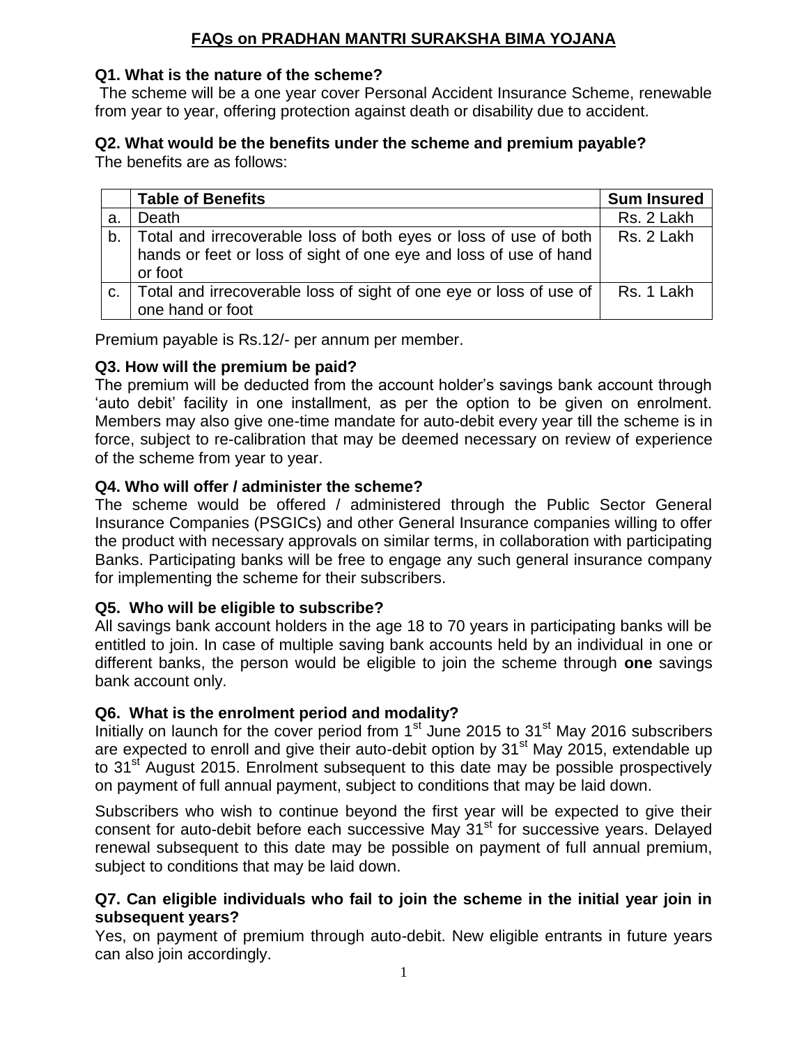# FAQs on PRADHAN MANTRI SURAKSHA BIMA YOJANA

**Q1. What is the nature of the scheme?**

The scheme will be a one year cover Personal Accident Insurance Scheme, renewable from year to year, offering protection against death or disability due to accident.

**Q2. What would be the benefits under the scheme and premium payable?**

The benefits are as follows:

| | Table of Benefits | Sum Insured |
|---|---|---|
| a. | Death | Rs. 2 Lakh |
| b. | Total and irrecoverable loss of both eyes or loss of use of both hands or feet or loss of sight of one eye and loss of use of hand or foot | Rs. 2 Lakh |
| c. | Total and irrecoverable loss of sight of one eye or loss of use of one hand or foot | Rs. 1 Lakh |

Premium payable is Rs.12/- per annum per member.

**Q3. How will the premium be paid?**

The premium will be deducted from the account holder's savings bank account through 'auto debit' facility in one installment, as per the option to be given on enrolment. Members may also give one-time mandate for auto-debit every year till the scheme is in force, subject to re-calibration that may be deemed necessary on review of experience of the scheme from year to year.

**Q4. Who will offer / administer the scheme?**

The scheme would be offered / administered through the Public Sector General Insurance Companies (PSGICs) and other General Insurance companies willing to offer the product with necessary approvals on similar terms, in collaboration with participating Banks. Participating banks will be free to engage any such general insurance company for implementing the scheme for their subscribers.

**Q5. Who will be eligible to subscribe?**

All savings bank account holders in the age 18 to 70 years in participating banks will be entitled to join. In case of multiple saving bank accounts held by an individual in one or different banks, the person would be eligible to join the scheme through **one** savings bank account only.

**Q6. What is the enrolment period and modality?**

Initially on launch for the cover period from 1st June 2015 to 31st May 2016 subscribers are expected to enroll and give their auto-debit option by 31st May 2015, extendable up to 31st August 2015. Enrolment subsequent to this date may be possible prospectively on payment of full annual payment, subject to conditions that may be laid down.

Subscribers who wish to continue beyond the first year will be expected to give their consent for auto-debit before each successive May 31st for successive years. Delayed renewal subsequent to this date may be possible on payment of full annual premium, subject to conditions that may be laid down.

**Q7. Can eligible individuals who fail to join the scheme in the initial year join in subsequent years?**

Yes, on payment of premium through auto-debit. New eligible entrants in future years can also join accordingly.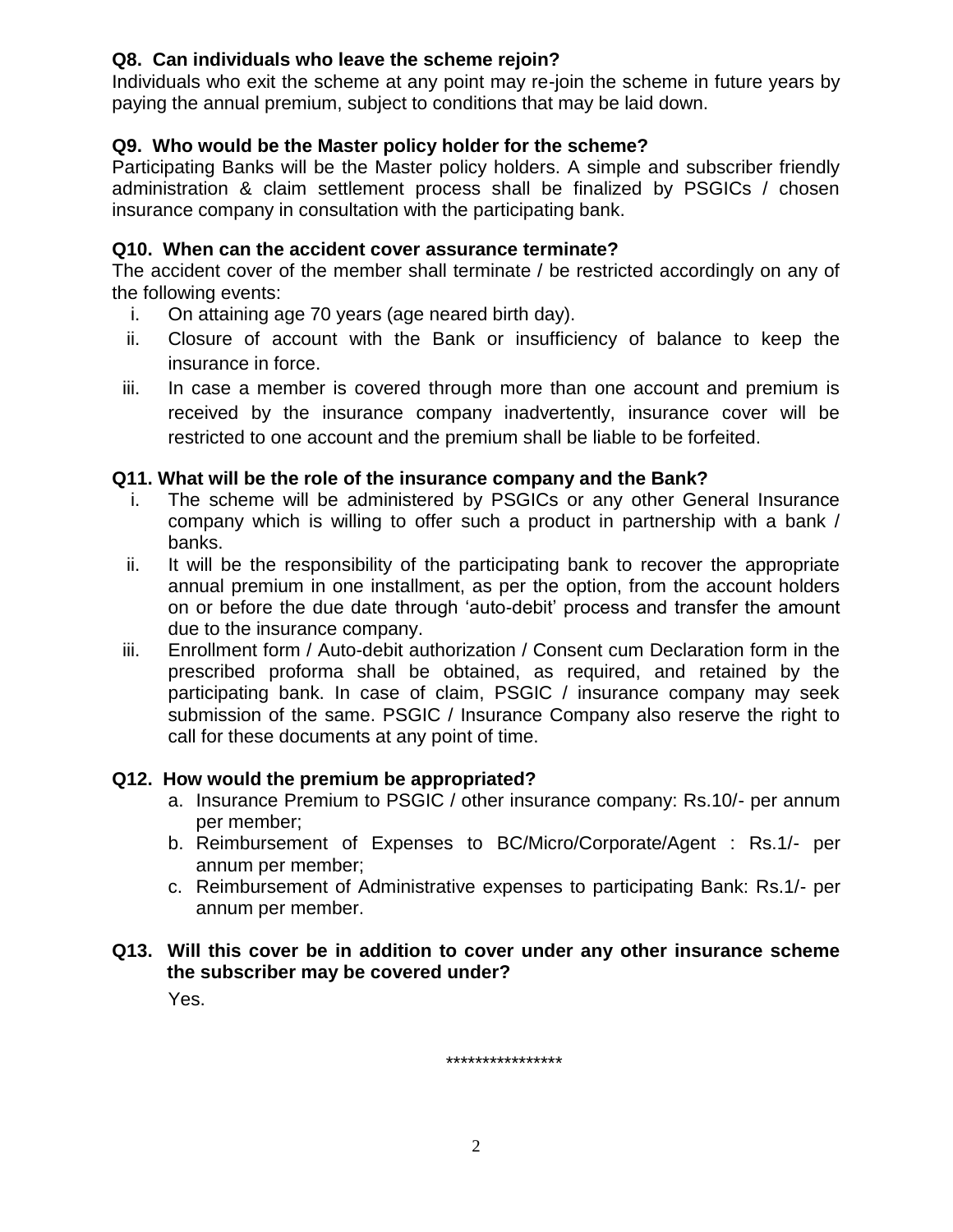**Q8. Can individuals who leave the scheme rejoin?**

Individuals who exit the scheme at any point may re-join the scheme in future years by paying the annual premium, subject to conditions that may be laid down.

**Q9. Who would be the Master policy holder for the scheme?**

Participating Banks will be the Master policy holders. A simple and subscriber friendly administration & claim settlement process shall be finalized by PSGICs / chosen insurance company in consultation with the participating bank.

**Q10. When can the accident cover assurance terminate?**

The accident cover of the member shall terminate / be restricted accordingly on any of the following events:

i. On attaining age 70 years (age neared birth day).
ii. Closure of account with the Bank or insufficiency of balance to keep the insurance in force.
iii. In case a member is covered through more than one account and premium is received by the insurance company inadvertently, insurance cover will be restricted to one account and the premium shall be liable to be forfeited.

**Q11. What will be the role of the insurance company and the Bank?**

i. The scheme will be administered by PSGICs or any other General Insurance company which is willing to offer such a product in partnership with a bank / banks.
ii. It will be the responsibility of the participating bank to recover the appropriate annual premium in one installment, as per the option, from the account holders on or before the due date through 'auto-debit' process and transfer the amount due to the insurance company.
iii. Enrollment form / Auto-debit authorization / Consent cum Declaration form in the prescribed proforma shall be obtained, as required, and retained by the participating bank. In case of claim, PSGIC / insurance company may seek submission of the same. PSGIC / Insurance Company also reserve the right to call for these documents at any point of time.

**Q12. How would the premium be appropriated?**

a. Insurance Premium to PSGIC / other insurance company: Rs.10/- per annum per member;
b. Reimbursement of Expenses to BC/Micro/Corporate/Agent : Rs.1/- per annum per member;
c. Reimbursement of Administrative expenses to participating Bank: Rs.1/- per annum per member.

**Q13. Will this cover be in addition to cover under any other insurance scheme the subscriber may be covered under?**

Yes.

****************